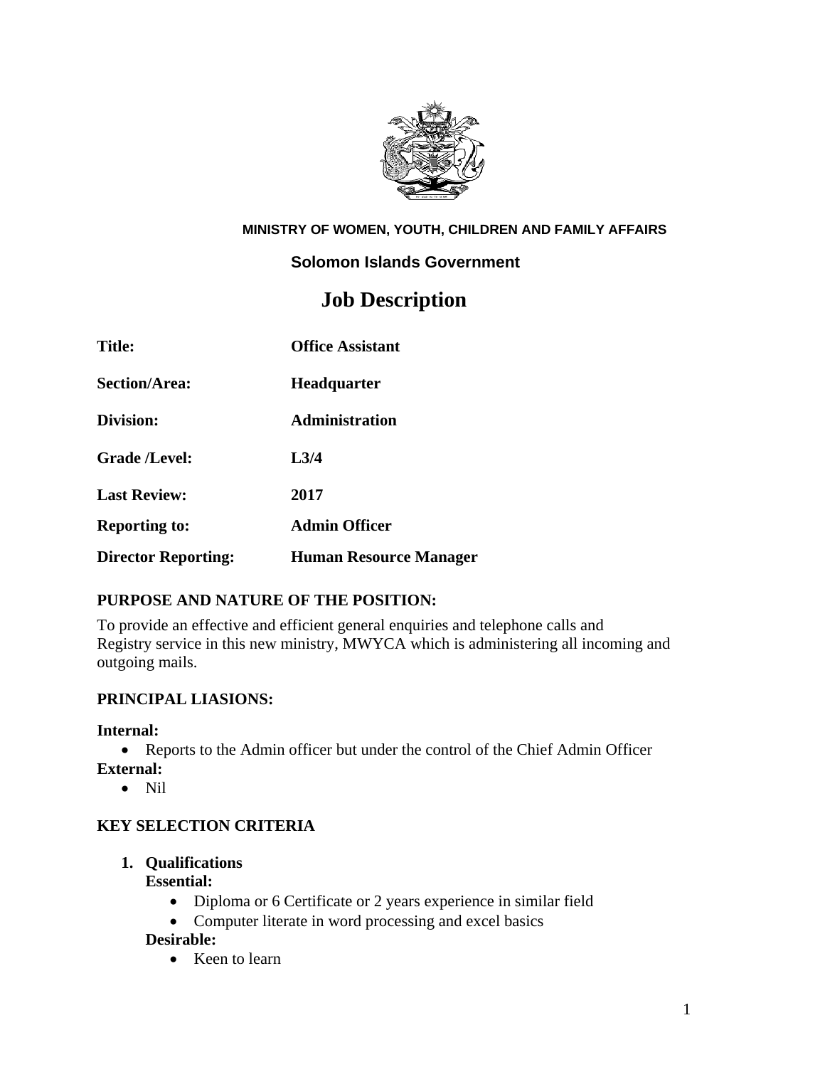**MINISTRY OF WOMEN, YOUTH, CHILDREN AND FAMILY AFFAIRS**

**Solomon Islands Government**

# Job Description

| | |
|---|---|
| **Title:** | **Office Assistant** |
| **Section/Area:** | **Headquarter** |
| **Division:** | **Administration** |
| **Grade /Level:** | **L3/4** |
| **Last Review:** | **2017** |
| **Reporting to:** | **Admin Officer** |
| **Director Reporting:** | **Human Resource Manager** |

## PURPOSE AND NATURE OF THE POSITION:

To provide an effective and efficient general enquiries and telephone calls and Registry service in this new ministry, MWYCA which is administering all incoming and outgoing mails.

## PRINCIPAL LIASIONS:

**Internal:**

- Reports to the Admin officer but under the control of the Chief Admin Officer

**External:**

- Nil

## KEY SELECTION CRITERIA

1. **Qualifications**

   **Essential:**

   - Diploma or 6 Certificate or 2 years experience in similar field
   - Computer literate in word processing and excel basics

   **Desirable:**

   - Keen to learn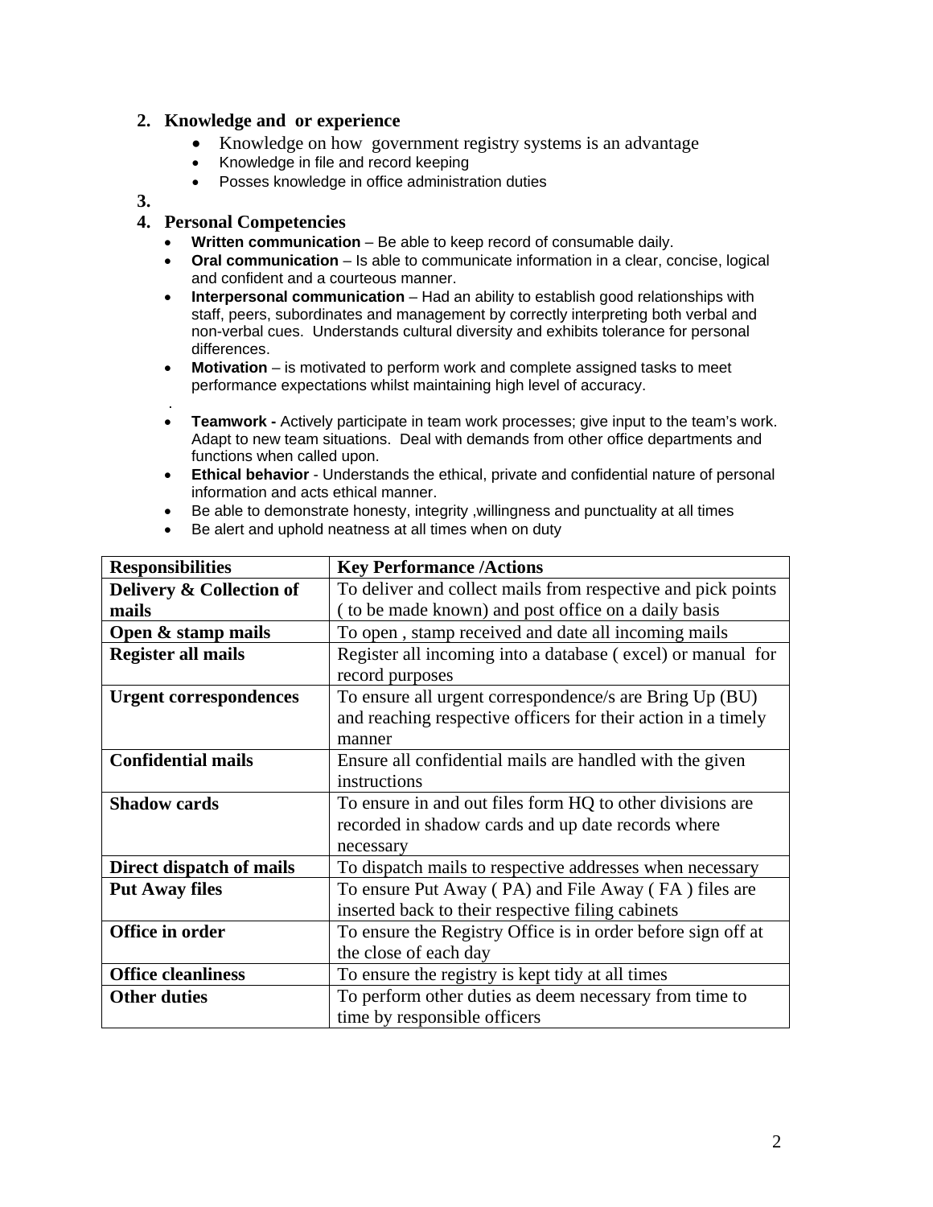2. **Knowledge and or experience**
    - Knowledge on how government registry systems is an advantage
    - Knowledge in file and record keeping
    - Posses knowledge in office administration duties

3. 

4. **Personal Competencies**
    - **Written communication** – Be able to keep record of consumable daily.
    - **Oral communication** – Is able to communicate information in a clear, concise, logical and confident and a courteous manner.
    - **Interpersonal communication** – Had an ability to establish good relationships with staff, peers, subordinates and management by correctly interpreting both verbal and non-verbal cues. Understands cultural diversity and exhibits tolerance for personal differences.
    - **Motivation** – is motivated to perform work and complete assigned tasks to meet performance expectations whilst maintaining high level of accuracy.
    - .
    - **Teamwork -** Actively participate in team work processes; give input to the team's work. Adapt to new team situations. Deal with demands from other office departments and functions when called upon.
    - **Ethical behavior** - Understands the ethical, private and confidential nature of personal information and acts ethical manner.
    - Be able to demonstrate honesty, integrity ,willingness and punctuality at all times
    - Be alert and uphold neatness at all times when on duty

| **Responsibilities** | **Key Performance /Actions** |
|---|---|
| **Delivery & Collection of mails** | To deliver and collect mails from respective and pick points ( to be made known) and post office on a daily basis |
| **Open & stamp mails** | To open , stamp received and date all incoming mails |
| **Register all mails** | Register all incoming into a database ( excel) or manual for record purposes |
| **Urgent correspondences** | To ensure all urgent correspondence/s are Bring Up (BU) and reaching respective officers for their action in a timely manner |
| **Confidential mails** | Ensure all confidential mails are handled with the given instructions |
| **Shadow cards** | To ensure in and out files form HQ to other divisions are recorded in shadow cards and up date records where necessary |
| **Direct dispatch of mails** | To dispatch mails to respective addresses when necessary |
| **Put Away files** | To ensure Put Away ( PA) and File Away ( FA ) files are inserted back to their respective filing cabinets |
| **Office in order** | To ensure the Registry Office is in order before sign off at the close of each day |
| **Office cleanliness** | To ensure the registry is kept tidy at all times |
| **Other duties** | To perform other duties as deem necessary from time to time by responsible officers |